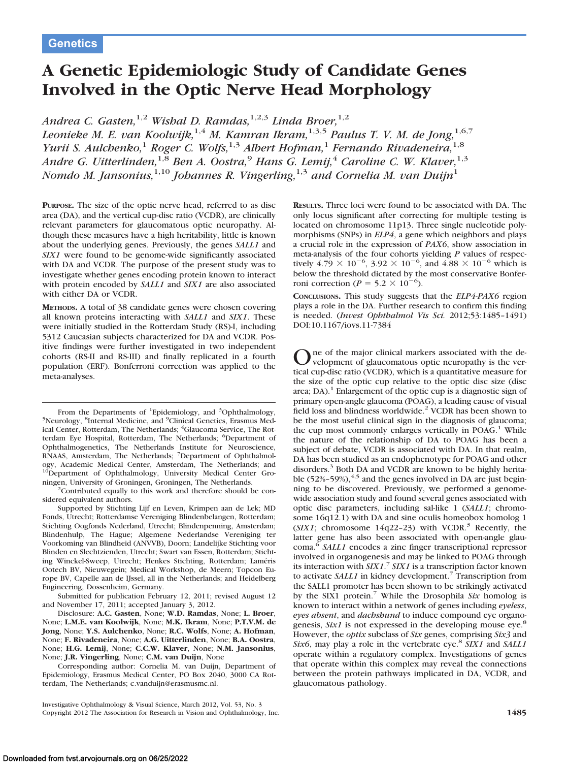Genetics

# A Genetic Epidemiologic Study of Candidate Genes Involved in the Optic Nerve Head Morphology

*Andrea C. Gasten,*[1,2] *Wishal D. Ramdas,*[1,2,3] *Linda Broer,*[1,2] *Leonieke M. E. van Koolwijk,*[1,4] *M. Kamran Ikram,*[1,3,5] *Paulus T. V. M. de Jong,*[1,6,7] *Yurii S. Aulchenko,*[1] *Roger C. Wolfs,*[1,3] *Albert Hofman,*[1] *Fernando Rivadeneira,*[1,8] *Andre G. Uitterlinden,*[1,8] *Ben A. Oostra,*[9] *Hans G. Lemij,*[4] *Caroline C. W. Klaver,*[1,3] *Nomdo M. Jansonius,*[1,10] *Johannes R. Vingerling,*[1,3] *and Cornelia M. van Duijn*[1]

**Purpose.** The size of the optic nerve head, referred to as disc area (DA), and the vertical cup-disc ratio (VCDR), are clinically relevant parameters for glaucomatous optic neuropathy. Although these measures have a high heritability, little is known about the underlying genes. Previously, the genes *SALL1* and *SIX1* were found to be genome-wide significantly associated with DA and VCDR. The purpose of the present study was to investigate whether genes encoding protein known to interact with protein encoded by *SALL1* and *SIX1* are also associated with either DA or VCDR.

**Methods.** A total of 38 candidate genes were chosen covering all known proteins interacting with *SALL1* and *SIX1*. These were initially studied in the Rotterdam Study (RS)-I, including 5312 Caucasian subjects characterized for DA and VCDR. Positive findings were further investigated in two independent cohorts (RS-II and RS-III) and finally replicated in a fourth population (ERF). Bonferroni correction was applied to the meta-analyses.

**Results.** Three loci were found to be associated with DA. The only locus significant after correcting for multiple testing is located on chromosome 11p13. Three single nucleotide polymorphisms (SNPs) in *ELP4*, a gene which neighbors and plays a crucial role in the expression of *PAX6*, show association in meta-analysis of the four cohorts yielding *P* values of respectively $4.79 \times 10^{-6}$, $3.92 \times 10^{-6}$, and $4.88 \times 10^{-6}$ which is below the threshold dictated by the most conservative Bonferroni correction ($P = 5.2 \times 10^{-6}$).

**Conclusions.** This study suggests that the *ELP4-PAX6* region plays a role in the DA. Further research to confirm this finding is needed. (*Invest Ophthalmol Vis Sci.* 2012;53:1485–1491) DOI:10.1167/iovs.11-7384

From the Departments of [1]Epidemiology, and [3]Ophthalmology, [5]Neurology, [8]Internal Medicine, and [9]Clinical Genetics, Erasmus Medical Center, Rotterdam, The Netherlands; [4]Glaucoma Service, The Rotterdam Eye Hospital, Rotterdam, The Netherlands; [6]Department of Ophthalmogenetics, The Netherlands Institute for Neuroscience, RNAAS, Amsterdam, The Netherlands; [7]Department of Ophthalmology, Academic Medical Center, Amsterdam, The Netherlands; and [10]Department of Ophthalmology, University Medical Center Groningen, University of Groningen, Groningen, The Netherlands.

[2]Contributed equally to this work and therefore should be considered equivalent authors.

Supported by Stichting Lijf en Leven, Krimpen aan de Lek; MD Fonds, Utrecht; Rotterdamse Vereniging Blindenbelangen, Rotterdam; Stichting Oogfonds Nederland, Utrecht; Blindenpenning, Amsterdam; Blindenhulp, The Hague; Algemene Nederlandse Vereniging ter Voorkoming van Blindheid (ANVVB), Doorn; Landelijke Stichting voor Blinden en Slechtzienden, Utrecht; Swart van Essen, Rotterdam; Stichting Winckel-Sweep, Utrecht; Henkes Stichting, Rotterdam; Laméris Ootech BV, Nieuwegein; Medical Workshop, de Meern; Topcon Europe BV, Capelle aan de IJssel, all in the Netherlands; and Heidelberg Engineering, Dossenheim, Germany.

Submitted for publication February 12, 2011; revised August 12 and November 17, 2011; accepted January 3, 2012.

Disclosure: **A.C. Gasten**, None; **W.D. Ramdas**, None; **L. Broer**, None; **L.M.E. van Koolwijk**, None; **M.K. Ikram**, None; **P.T.V.M. de Jong**, None; **Y.S. Aulchenko**, None; **R.C. Wolfs**, None; **A. Hofman**, None; **F. Rivadeneira**, None; **A.G. Uitterlinden**, None; **B.A. Oostra**, None; **H.G. Lemij**, None; **C.C.W. Klaver**, None; **N.M. Jansonius**, None; **J.R. Vingerling**, None; **C.M. van Duijn**, None

Corresponding author: Cornelia M. van Duijn, Department of Epidemiology, Erasmus Medical Center, PO Box 2040, 3000 CA Rotterdam, The Netherlands; c.vanduijn@erasmusmc.nl.

One of the major clinical markers associated with the development of glaucomatous optic neuropathy is the vertical cup-disc ratio (VCDR), which is a quantitative measure for the size of the optic cup relative to the optic disc size (disc area; DA).[1] Enlargement of the optic cup is a diagnostic sign of primary open-angle glaucoma (POAG), a leading cause of visual field loss and blindness worldwide.[2] VCDR has been shown to be the most useful clinical sign in the diagnosis of glaucoma; the cup most commonly enlarges vertically in POAG.[1] While the nature of the relationship of DA to POAG has been a subject of debate, VCDR is associated with DA. In that realm, DA has been studied as an endophenotype for POAG and other disorders.[3] Both DA and VCDR are known to be highly heritable (52%–59%),[4,5] and the genes involved in DA are just beginning to be discovered. Previously, we performed a genome-wide association study and found several genes associated with optic disc parameters, including sal-like 1 (*SALL1*; chromosome 16q12.1) with DA and sine oculis homeobox homolog 1 (*SIX1*; chromosome 14q22–23) with VCDR.[3] Recently, the latter gene has also been associated with open-angle glaucoma.[6] *SALL1* encodes a zinc finger transcriptional repressor involved in organogenesis and may be linked to POAG through its interaction with *SIX1*.[7] *SIX1* is a transcription factor known to activate *SALL1* in kidney development.[7] Transcription from the SALL1 promoter has been shown to be strikingly activated by the SIX1 protein.[7] While the Drosophila *Six* homolog is known to interact within a network of genes including *eyeless*, *eyes absent*, and *dachshund* to induce compound eye organogenesis, *Six1* is not expressed in the developing mouse eye.[8] However, the *optix* subclass of *Six* genes, comprising *Six3* and *Six6*, may play a role in the vertebrate eye.[8] *SIX1* and *SALL1* operate within a regulatory complex. Investigations of genes that operate within this complex may reveal the connections between the protein pathways implicated in DA, VCDR, and glaucomatous pathology.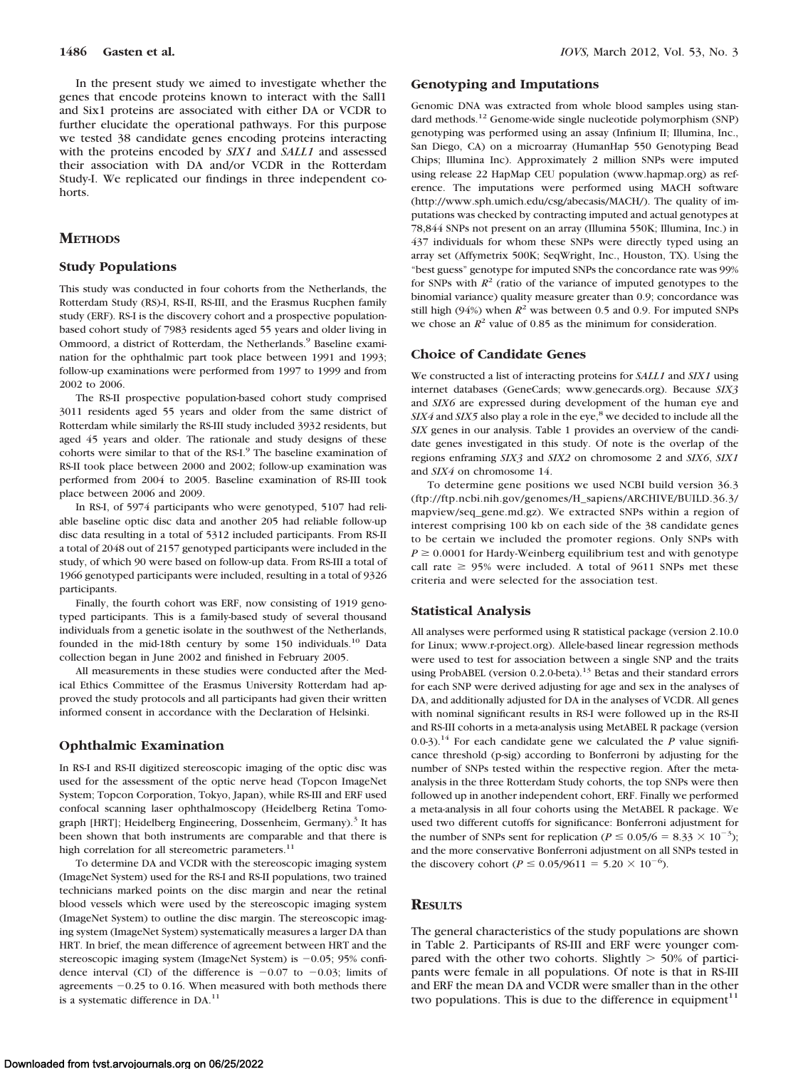In the present study we aimed to investigate whether the genes that encode proteins known to interact with the Sall1 and Six1 proteins are associated with either DA or VCDR to further elucidate the operational pathways. For this purpose we tested 38 candidate genes encoding proteins interacting with the proteins encoded by *SIX1* and *SALL1* and assessed their association with DA and/or VCDR in the Rotterdam Study-I. We replicated our findings in three independent cohorts.

## METHODS

### Study Populations

This study was conducted in four cohorts from the Netherlands, the Rotterdam Study (RS)-I, RS-II, RS-III, and the Erasmus Rucphen family study (ERF). RS-I is the discovery cohort and a prospective population-based cohort study of 7983 residents aged 55 years and older living in Ommoord, a district of Rotterdam, the Netherlands.[9] Baseline examination for the ophthalmic part took place between 1991 and 1993; follow-up examinations were performed from 1997 to 1999 and from 2002 to 2006.

The RS-II prospective population-based cohort study comprised 3011 residents aged 55 years and older from the same district of Rotterdam while similarly the RS-III study included 3932 residents, but aged 45 years and older. The rationale and study designs of these cohorts were similar to that of the RS-I.[9] The baseline examination of RS-II took place between 2000 and 2002; follow-up examination was performed from 2004 to 2005. Baseline examination of RS-III took place between 2006 and 2009.

In RS-I, of 5974 participants who were genotyped, 5107 had reliable baseline optic disc data and another 205 had reliable follow-up disc data resulting in a total of 5312 included participants. From RS-II a total of 2048 out of 2157 genotyped participants were included in the study, of which 90 were based on follow-up data. From RS-III a total of 1966 genotyped participants were included, resulting in a total of 9326 participants.

Finally, the fourth cohort was ERF, now consisting of 1919 genotyped participants. This is a family-based study of several thousand individuals from a genetic isolate in the southwest of the Netherlands, founded in the mid-18th century by some 150 individuals.[10] Data collection began in June 2002 and finished in February 2005.

All measurements in these studies were conducted after the Medical Ethics Committee of the Erasmus University Rotterdam had approved the study protocols and all participants had given their written informed consent in accordance with the Declaration of Helsinki.

### Ophthalmic Examination

In RS-I and RS-II digitized stereoscopic imaging of the optic disc was used for the assessment of the optic nerve head (Topcon ImageNet System; Topcon Corporation, Tokyo, Japan), while RS-III and ERF used confocal scanning laser ophthalmoscopy (Heidelberg Retina Tomograph [HRT]; Heidelberg Engineering, Dossenheim, Germany).[3] It has been shown that both instruments are comparable and that there is high correlation for all stereometric parameters.[11]

To determine DA and VCDR with the stereoscopic imaging system (ImageNet System) used for the RS-I and RS-II populations, two trained technicians marked points on the disc margin and near the retinal blood vessels which were used by the stereoscopic imaging system (ImageNet System) to outline the disc margin. The stereoscopic imaging system (ImageNet System) systematically measures a larger DA than HRT. In brief, the mean difference of agreement between HRT and the stereoscopic imaging system (ImageNet System) is −0.05; 95% confidence interval (CI) of the difference is −0.07 to −0.03; limits of agreements −0.25 to 0.16. When measured with both methods there is a systematic difference in DA.[11]

### Genotyping and Imputations

Genomic DNA was extracted from whole blood samples using standard methods.[12] Genome-wide single nucleotide polymorphism (SNP) genotyping was performed using an assay (Infinium II; Illumina, Inc., San Diego, CA) on a microarray (HumanHap 550 Genotyping Bead Chips; Illumina Inc). Approximately 2 million SNPs were imputed using release 22 HapMap CEU population (www.hapmap.org) as reference. The imputations were performed using MACH software (http://www.sph.umich.edu/csg/abecasis/MACH/). The quality of imputations was checked by contracting imputed and actual genotypes at 78,844 SNPs not present on an array (Illumina 550K; Illumina, Inc.) in 437 individuals for whom these SNPs were directly typed using an array set (Affymetrix 500K; SeqWright, Inc., Houston, TX). Using the "best guess" genotype for imputed SNPs the concordance rate was 99% for SNPs with $R^2$ (ratio of the variance of imputed genotypes to the binomial variance) quality measure greater than 0.9; concordance was still high (94%) when $R^2$ was between 0.5 and 0.9. For imputed SNPs we chose an $R^2$ value of 0.85 as the minimum for consideration.

### Choice of Candidate Genes

We constructed a list of interacting proteins for *SALL1* and *SIX1* using internet databases (GeneCards; www.genecards.org). Because *SIX3* and *SIX6* are expressed during development of the human eye and *SIX4* and *SIX5* also play a role in the eye,[8] we decided to include all the *SIX* genes in our analysis. Table 1 provides an overview of the candidate genes investigated in this study. Of note is the overlap of the regions enframing *SIX3* and *SIX2* on chromosome 2 and *SIX6*, *SIX1* and *SIX4* on chromosome 14.

To determine gene positions we used NCBI build version 36.3 (ftp://ftp.ncbi.nih.gov/genomes/H_sapiens/ARCHIVE/BUILD.36.3/mapview/seq_gene.md.gz). We extracted SNPs within a region of interest comprising 100 kb on each side of the 38 candidate genes to be certain we included the promoter regions. Only SNPs with $P \geq 0.0001$ for Hardy-Weinberg equilibrium test and with genotype call rate $\geq$ 95% were included. A total of 9611 SNPs met these criteria and were selected for the association test.

### Statistical Analysis

All analyses were performed using R statistical package (version 2.10.0 for Linux; www.r-project.org). Allele-based linear regression methods were used to test for association between a single SNP and the traits using ProbABEL (version 0.2.0-beta).[13] Betas and their standard errors for each SNP were derived adjusting for age and sex in the analyses of DA, and additionally adjusted for DA in the analyses of VCDR. All genes with nominal significant results in RS-I were followed up in the RS-II and RS-III cohorts in a meta-analysis using MetABEL R package (version 0.0-3).[14] For each candidate gene we calculated the *P* value significance threshold (p-sig) according to Bonferroni by adjusting for the number of SNPs tested within the respective region. After the meta-analysis in the three Rotterdam Study cohorts, the top SNPs were then followed up in another independent cohort, ERF. Finally we performed a meta-analysis in all four cohorts using the MetABEL R package. We used two different cutoffs for significance: Bonferroni adjustment for the number of SNPs sent for replication ($P \leq 0.05/6 = 8.33 \times 10^{-3}$); and the more conservative Bonferroni adjustment on all SNPs tested in the discovery cohort ($P \leq 0.05/9611 = 5.20 \times 10^{-6}$).

## RESULTS

The general characteristics of the study populations are shown in Table 2. Participants of RS-III and ERF were younger compared with the other two cohorts. Slightly > 50% of participants were female in all populations. Of note is that in RS-III and ERF the mean DA and VCDR were smaller than in the other two populations. This is due to the difference in equipment[11]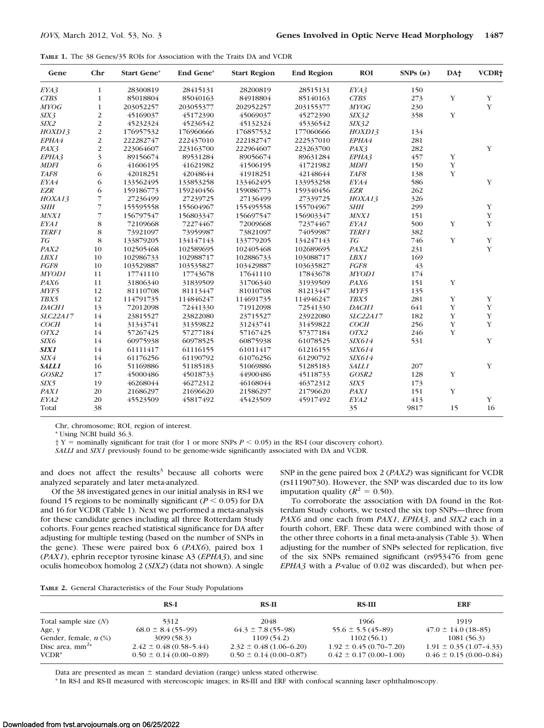**TABLE 1.** The 38 Genes/35 ROIs for Association with the Traits DA and VCDR

| Gene | Chr | Start Gene* | End Gene* | Start Region | End Region | ROI | SNPs (*n*) | DA† | VCDR† |
|---|---|---|---|---|---|---|---|---|---|
| *EYA3* | 1 | 28300819 | 28415131 | 28200819 | 28515131 | *EYA3* | 150 | | |
| *CTBS* | 1 | 85018804 | 85040163 | 84918804 | 85140163 | *CTBS* | 273 | Y | Y |
| *MYOG* | 1 | 203052257 | 203055377 | 202952257 | 203155377 | *MYOG* | 230 | | Y |
| *SIX3* | 2 | 45169037 | 45172390 | 45069037 | 45272390 | *SIX32* | 358 | Y | |
| *SIX2* | 2 | 45232324 | 45236542 | 45132324 | 45336542 | *SIX32* | | | |
| *HOXD13* | 2 | 176957532 | 176960666 | 176857532 | 177060666 | *HOXD13* | 134 | | |
| *EPHA4* | 2 | 222282747 | 222437010 | 222182747 | 222537010 | *EPHA4* | 281 | | |
| *PAX3* | 2 | 223064607 | 223163700 | 222964607 | 223263700 | *PAX3* | 282 | | Y |
| *EPHA3* | 3 | 89156674 | 89531284 | 89056674 | 89631284 | *EPHA3* | 457 | Y | |
| *MDFI* | 6 | 41606195 | 41621982 | 41506195 | 41721982 | *MDFI* | 150 | Y | |
| *TAF8* | 6 | 42018251 | 42048644 | 41918251 | 42148644 | *TAF8* | 138 | Y | |
| *EYA4* | 6 | 133562495 | 133853258 | 133462495 | 133953258 | *EYA4* | 586 | | Y |
| *EZR* | 6 | 159186773 | 159240456 | 159086773 | 159340456 | *EZR* | 262 | | |
| *HOXA13* | 7 | 27236499 | 27239725 | 27136499 | 27339725 | *HOXA13* | 326 | | |
| *SHH* | 7 | 155595558 | 155604967 | 155495558 | 155704967 | *SHH* | 299 | | Y |
| *MNX1* | 7 | 156797547 | 156803347 | 156697547 | 156903347 | *MNX1* | 151 | | Y |
| *EYA1* | 8 | 72109668 | 72274467 | 72009668 | 72374467 | *EYA1* | 500 | Y | Y |
| *TERF1* | 8 | 73921097 | 73959987 | 73821097 | 74059987 | *TERF1* | 382 | | |
| *TG* | 8 | 133879205 | 134147143 | 133779205 | 134247143 | *TG* | 746 | Y | Y |
| *PAX2* | 10 | 102505468 | 102589695 | 102405468 | 102689695 | *PAX2* | 231 | | Y |
| *LBX1* | 10 | 102986733 | 102988717 | 102886733 | 103088717 | *LBX1* | 169 | | |
| *FGF8* | 10 | 103529887 | 103535827 | 103429887 | 103635827 | *FGF8* | 43 | | |
| *MYOD1* | 11 | 17741110 | 17743678 | 17641110 | 17843678 | *MYOD1* | 174 | | |
| *PAX6* | 11 | 31806340 | 31839509 | 31706340 | 31939509 | *PAX6* | 151 | Y | |
| *MYF5* | 12 | 81110708 | 81113447 | 81010708 | 81213447 | *MYF5* | 135 | | |
| *TBX5* | 12 | 114791735 | 114846247 | 114691735 | 114946247 | *TBX5* | 281 | Y | Y |
| *DACH1* | 13 | 72012098 | 72441330 | 71912098 | 72541330 | *DACH1* | 641 | Y | Y |
| *SLC22A17* | 14 | 23815527 | 23822080 | 23715527 | 23922080 | *SLC22A17* | 182 | Y | Y |
| *COCH* | 14 | 31343741 | 31359822 | 31243741 | 31459822 | *COCH* | 256 | Y | Y |
| *OTX2* | 14 | 57267425 | 57277184 | 57167425 | 57377184 | *OTX2* | 246 | Y | |
| *SIX6* | 14 | 60975938 | 60978525 | 60875938 | 61078525 | *SIX614* | 531 | | Y |
| ***SIX1*** | 14 | 61111417 | 61116155 | 61011417 | 61216155 | *SIX614* | | | |
| *SIX4* | 14 | 61176256 | 61190792 | 61076256 | 61290792 | *SIX614* | | | |
| ***SALL1*** | 16 | 51169886 | 51185183 | 51069886 | 51285183 | *SALL1* | 207 | | Y |
| *GOSR2* | 17 | 45000486 | 45018733 | 44900486 | 45118733 | *GOSR2* | 128 | Y | |
| *SIX5* | 19 | 46268044 | 46272312 | 46168044 | 46372312 | *SIX5* | 173 | | |
| *PAX1* | 20 | 21686297 | 21696620 | 21586297 | 21796620 | *PAX1* | 151 | Y | |
| *EYA2* | 20 | 45523509 | 45817492 | 45423509 | 45917492 | *EYA2* | 413 | | Y |
| Total | 38 | | | | | 35 | 9817 | 15 | 16 |

Chr, chromosome; ROI, region of interest.

\* Using NCBI build 36.3.

† Y = nominally significant for trait (for 1 or more SNPs $P < 0.05$) in the RS-I (our discovery cohort).

*SALLI* and *SIX1* previously found to be genome-wide significantly associated with DA and VCDR.

and does not affect the results[3] because all cohorts were analyzed separately and later meta-analyzed.

Of the 38 investigated genes in our initial analysis in RS-I we found 15 regions to be nominally significant ($P < 0.05$) for DA and 16 for VCDR (Table 1). Next we performed a meta-analysis for these candidate genes including all three Rotterdam Study cohorts. Four genes reached statistical significance for DA after adjusting for multiple testing (based on the number of SNPs in the gene). These were paired box 6 (*PAX6*), paired box 1 (*PAX1*), ephrin receptor tyrosine kinase A3 (*EPHA3*), and sine oculis homeobox homolog 2 (*SIX2*) (data not shown). A single SNP in the gene paired box 2 (*PAX2*) was significant for VCDR (rs11190730). However, the SNP was discarded due to its low imputation quality ($R^2 = 0.50$).

To corroborate the association with DA found in the Rotterdam Study cohorts, we tested the six top SNPs—three from *PAX6* and one each from *PAX1*, *EPHA3*, and *SIX2* each in a fourth cohort, ERF. These data were combined with those of the other three cohorts in a final meta-analysis (Table 3). When adjusting for the number of SNPs selected for replication, five of the six SNPs remained significant (rs953476 from gene *EPHA3* with a *P*-value of 0.02 was discarded), but when per-

**TABLE 2.** General Characteristics of the Four Study Populations

| | RS-I | RS-II | RS-III | ERF |
|---|---|---|---|---|
| Total sample size (*N*) | 5312 | 2048 | 1966 | 1919 |
| Age, y | 68.0 ± 8.4 (55–99) | 64.3 ± 7.8 (55–98) | 55.6 ± 5.5 (45–89) | 47.0 ± 14.0 (18–85) |
| Gender, female, *n* (%) | 3099 (58.3) | 1109 (54.2) | 1102 (56.1) | 1081 (56.3) |
| Disc area, mm²* | 2.42 ± 0.48 (0.58–5.44) | 2.32 ± 0.48 (1.06–6.20) | 1.92 ± 0.45 (0.70–7.20) | 1.91 ± 0.35 (1.07–4.33) |
| VCDR* | 0.50 ± 0.14 (0.00–0.89) | 0.50 ± 0.14 (0.00–0.87) | 0.42 ± 0.17 (0.00–1.00) | 0.46 ± 0.15 (0.00–0.84) |

Data are presented as mean ± standard deviation (range) unless stated otherwise.

\* In RS-I and RS-II measured with stereoscopic images; in RS-III and ERF with confocal scanning laser ophthalmoscopy.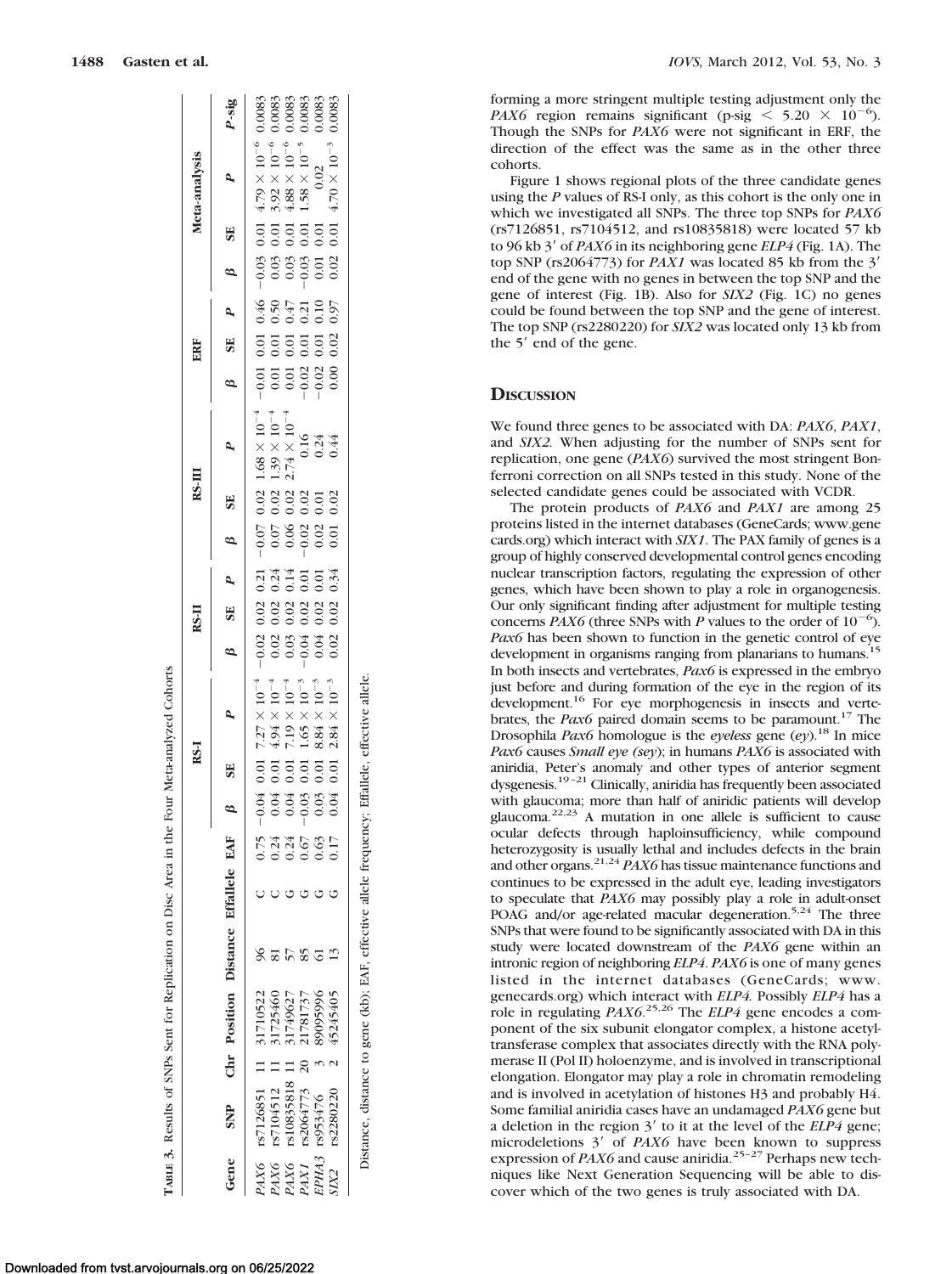**TABLE 3.** Results of SNPs Sent for Replication on Disc Area in the Four Meta-analyzed Cohorts

| Gene | SNP | Chr | Position | Distance | Effallele | EAF | RS-I | | | RS-II | | | RS-III | | | ERF | | | Meta-analysis | | | |
|---|---|---|---|---|---|---|---|---|---|---|---|---|---|---|---|---|---|---|---|---|---|---|
| | | | | | | | β | SE | P | β | SE | P | β | SE | P | β | SE | P | β | SE | P | P-sig |
| *PAX6* | rs7126851 | 11 | 31710522 | 96 | C | 0.75 | −0.04 | 0.01 | $7.27 \times 10^{-4}$ | −0.02 | 0.02 | 0.21 | −0.07 | 0.02 | $1.68 \times 10^{-4}$ | −0.01 | 0.01 | 0.46 | −0.03 | 0.01 | $4.79 \times 10^{-6}$ | 0.0083 |
| *PAX6* | rs7104512 | 11 | 31725460 | 81 | C | 0.24 | 0.04 | 0.01 | $4.94 \times 10^{-4}$ | 0.02 | 0.02 | 0.24 | 0.07 | 0.02 | $1.39 \times 10^{-4}$ | 0.01 | 0.01 | 0.50 | 0.03 | 0.01 | $3.92 \times 10^{-6}$ | 0.0083 |
| *PAX6* | rs10835818 | 11 | 31749627 | 57 | G | 0.24 | 0.04 | 0.01 | $7.19 \times 10^{-4}$ | 0.03 | 0.02 | 0.14 | 0.06 | 0.02 | $2.74 \times 10^{-4}$ | 0.01 | 0.01 | 0.47 | 0.03 | 0.01 | $4.88 \times 10^{-6}$ | 0.0083 |
| *PAX1* | rs2064773 | 20 | 21781737 | 85 | G | 0.67 | −0.03 | 0.01 | $1.65 \times 10^{-3}$ | −0.04 | 0.02 | 0.01 | −0.02 | 0.02 | 0.16 | −0.02 | 0.01 | 0.21 | −0.03 | 0.01 | $1.58 \times 10^{-5}$ | 0.0083 |
| *EPHA3* | rs953476 | 3 | 89095996 | 61 | G | 0.63 | 0.03 | 0.01 | $8.84 \times 10^{-3}$ | 0.04 | 0.02 | 0.01 | 0.02 | 0.01 | 0.24 | −0.02 | 0.01 | 0.10 | 0.01 | 0.01 | 0.02 | 0.0083 |
| *SIX2* | rs2280220 | 2 | 45245405 | 13 | G | 0.17 | 0.04 | 0.01 | $2.84 \times 10^{-3}$ | 0.02 | 0.02 | 0.34 | 0.01 | 0.02 | 0.44 | 0.00 | 0.02 | 0.97 | 0.02 | 0.01 | $4.70 \times 10^{-3}$ | 0.0083 |

Distance, distance to gene (kb); EAF, effective allele frequency; Effallele, effective allele.

forming a more stringent multiple testing adjustment only the *PAX6* region remains significant (p-sig $< 5.20 \times 10^{-6}$). Though the SNPs for *PAX6* were not significant in ERF, the direction of the effect was the same as in the other three cohorts.

Figure 1 shows regional plots of the three candidate genes using the *P* values of RS-I only, as this cohort is the only one in which we investigated all SNPs. The three top SNPs for *PAX6* (rs7126851, rs7104512, and rs10835818) were located 57 kb to 96 kb 3′ of *PAX6* in its neighboring gene *ELP4* (Fig. 1A). The top SNP (rs2064773) for *PAX1* was located 85 kb from the 3′ end of the gene with no genes in between the top SNP and the gene of interest (Fig. 1B). Also for *SIX2* (Fig. 1C) no genes could be found between the top SNP and the gene of interest. The top SNP (rs2280220) for *SIX2* was located only 13 kb from the 5′ end of the gene.

## Discussion

We found three genes to be associated with DA: *PAX6*, *PAX1*, and *SIX2*. When adjusting for the number of SNPs sent for replication, one gene (*PAX6*) survived the most stringent Bonferroni correction on all SNPs tested in this study. None of the selected candidate genes could be associated with VCDR.

The protein products of *PAX6* and *PAX1* are among 25 proteins listed in the internet databases (GeneCards; www.genecards.org) which interact with *SIX1*. The PAX family of genes is a group of highly conserved developmental control genes encoding nuclear transcription factors, regulating the expression of other genes, which have been shown to play a role in organogenesis. Our only significant finding after adjustment for multiple testing concerns *PAX6* (three SNPs with *P* values to the order of $10^{-6}$). *Pax6* has been shown to function in the genetic control of eye development in organisms ranging from planarians to humans.[15] In both insects and vertebrates, *Pax6* is expressed in the embryo just before and during formation of the eye in the region of its development.[16] For eye morphogenesis in insects and vertebrates, the *Pax6* paired domain seems to be paramount.[17] The Drosophila *Pax6* homologue is the *eyeless* gene (*ey*).[18] In mice *Pax6* causes *Small eye (sey)*; in humans *PAX6* is associated with aniridia, Peter's anomaly and other types of anterior segment dysgenesis.[19–21] Clinically, aniridia has frequently been associated with glaucoma; more than half of aniridic patients will develop glaucoma.[22,23] A mutation in one allele is sufficient to cause ocular defects through haploinsufficiency, while compound heterozygosity is usually lethal and includes defects in the brain and other organs.[21,24] *PAX6* has tissue maintenance functions and continues to be expressed in the adult eye, leading investigators to speculate that *PAX6* may possibly play a role in adult-onset POAG and/or age-related macular degeneration.[5,24] The three SNPs that were found to be significantly associated with DA in this study were located downstream of the *PAX6* gene within an intronic region of neighboring *ELP4*. *PAX6* is one of many genes listed in the internet databases (GeneCards; www.genecards.org) which interact with *ELP4*. Possibly *ELP4* has a role in regulating *PAX6*.[25,26] The *ELP4* gene encodes a component of the six subunit elongator complex, a histone acetyltransferase complex that associates directly with the RNA polymerase II (Pol II) holoenzyme, and is involved in transcriptional elongation. Elongator may play a role in chromatin remodeling and is involved in acetylation of histones H3 and probably H4. Some familial aniridia cases have an undamaged *PAX6* gene but a deletion in the region 3′ to it at the level of the *ELP4* gene; microdeletions 3′ of *PAX6* have been known to suppress expression of *PAX6* and cause aniridia.[25–27] Perhaps new techniques like Next Generation Sequencing will be able to discover which of the two genes is truly associated with DA.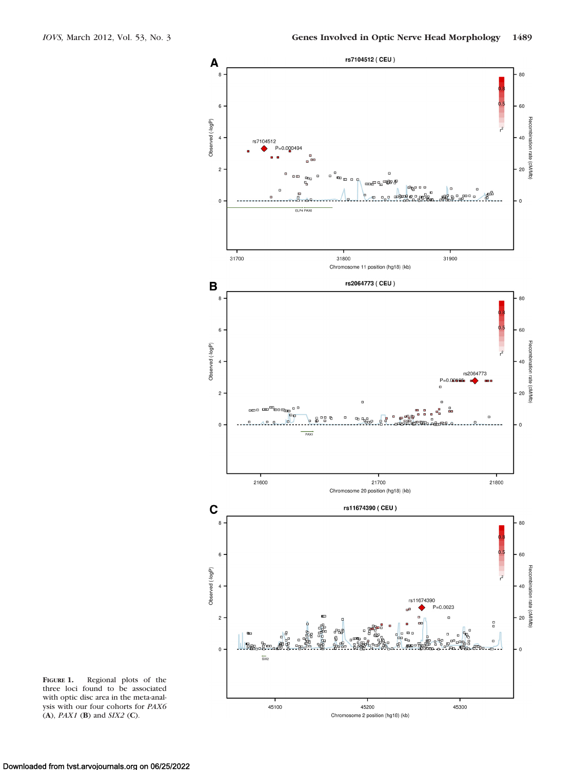**Figure 1.** Regional plots of the three loci found to be associated with optic disc area in the meta-analysis with our four cohorts for *PAX6* (**A**), *PAX1* (**B**) and *SIX2* (**C**).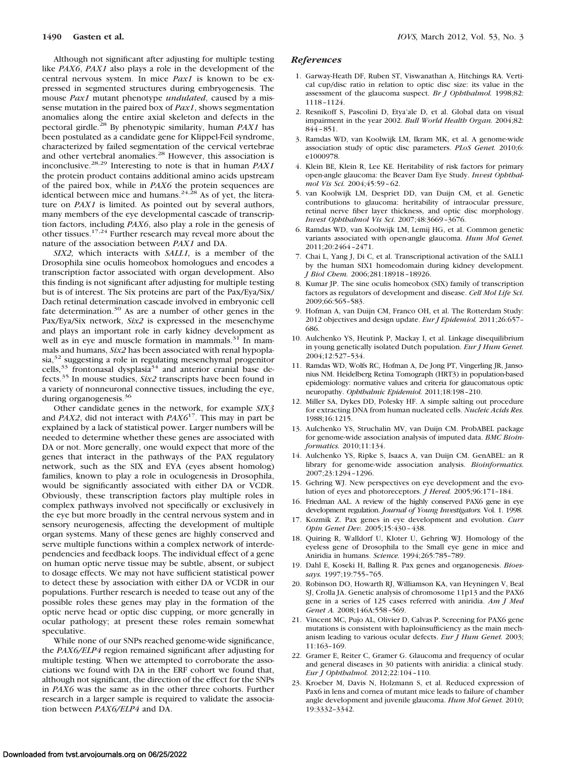Although not significant after adjusting for multiple testing like *PAX6*, *PAX1* also plays a role in the development of the central nervous system. In mice *Pax1* is known to be expressed in segmented structures during embryogenesis. The mouse *Pax1* mutant phenotype *undulated*, caused by a missense mutation in the paired box of *Pax1*, shows segmentation anomalies along the entire axial skeleton and defects in the pectoral girdle.[28] By phenotypic similarity, human *PAX1* has been postulated as a candidate gene for Klippel-Feil syndrome, characterized by failed segmentation of the cervical vertebrae and other vertebral anomalies.[28] However, this association is inconclusive.[28,29] Interesting to note is that in human *PAX1* the protein product contains additional amino acids upstream of the paired box, while in *PAX6* the protein sequences are identical between mice and humans.[24,28] As of yet, the literature on *PAX1* is limited. As pointed out by several authors, many members of the eye developmental cascade of transcription factors, including *PAX6*, also play a role in the genesis of other tissues.[17,24] Further research may reveal more about the nature of the association between *PAX1* and DA.

*SIX2,* which interacts with *SALL1,* is a member of the Drosophila sine oculis homeobox homologues and encodes a transcription factor associated with organ development. Also this finding is not significant after adjusting for multiple testing but is of interest. The Six proteins are part of the Pax/Eya/Six/Dach retinal determination cascade involved in embryonic cell fate determination.[30] As are a number of other genes in the Pax/Eya/Six network, *Six2* is expressed in the mesenchyme and plays an important role in early kidney development as well as in eye and muscle formation in mammals.[31] In mammals and humans, *Six2* has been associated with renal hypoplasia,[32] suggesting a role in regulating mesenchymal progenitor cells,[33] frontonasal dysplasia[34] and anterior cranial base defects.[35] In mouse studies, *Six2* transcripts have been found in a variety of nonneuronal connective tissues, including the eye, during organogenesis.[36]

Other candidate genes in the network, for example *SIX3* and *PAX2*, did not interact with *PAX6*[17]. This may in part be explained by a lack of statistical power. Larger numbers will be needed to determine whether these genes are associated with DA or not. More generally, one would expect that more of the genes that interact in the pathways of the PAX regulatory network, such as the SIX and EYA (eyes absent homolog) families, known to play a role in oculogenesis in Drosophila, would be significantly associated with either DA or VCDR. Obviously, these transcription factors play multiple roles in complex pathways involved not specifically or exclusively in the eye but more broadly in the central nervous system and in sensory neurogenesis, affecting the development of multiple organ systems. Many of these genes are highly conserved and serve multiple functions within a complex network of interdependencies and feedback loops. The individual effect of a gene on human optic nerve tissue may be subtle, absent, or subject to dosage effects. We may not have sufficient statistical power to detect these by association with either DA or VCDR in our populations. Further research is needed to tease out any of the possible roles these genes may play in the formation of the optic nerve head or optic disc cupping, or more generally in ocular pathology; at present these roles remain somewhat speculative.

While none of our SNPs reached genome-wide significance, the *PAX6/ELP4* region remained significant after adjusting for multiple testing. When we attempted to corroborate the associations we found with DA in the ERF cohort we found that, although not significant, the direction of the effect for the SNPs in *PAX6* was the same as in the other three cohorts. Further research in a larger sample is required to validate the association between *PAX6/ELP4* and DA.

## References

1. Garway-Heath DF, Ruben ST, Viswanathan A, Hitchings RA. Vertical cup/disc ratio in relation to optic disc size: its value in the assessment of the glaucoma suspect. *Br J Ophthalmol.* 1998;82:1118–1124.
2. Resnikoff S, Pascolini D, Etya'ale D, et al. Global data on visual impairment in the year 2002. *Bull World Health Organ.* 2004;82:844–851.
3. Ramdas WD, van Koolwijk LM, Ikram MK, et al. A genome-wide association study of optic disc parameters. *PLoS Genet.* 2010;6:e1000978.
4. Klein BE, Klein R, Lee KE. Heritability of risk factors for primary open-angle glaucoma: the Beaver Dam Eye Study. *Invest Ophthalmol Vis Sci.* 2004;45:59–62.
5. van Koolwijk LM, Despriet DD, van Duijn CM, et al. Genetic contributions to glaucoma: heritability of intraocular pressure, retinal nerve fiber layer thickness, and optic disc morphology. *Invest Ophthalmol Vis Sci.* 2007;48:3669–3676.
6. Ramdas WD, van Koolwijk LM, Lemij HG, et al. Common genetic variants associated with open-angle glaucoma. *Hum Mol Genet.* 2011;20:2464–2471.
7. Chai L, Yang J, Di C, et al. Transcriptional activation of the SALL1 by the human SIX1 homeodomain during kidney development. *J Biol Chem.* 2006;281:18918–18926.
8. Kumar JP. The sine oculis homeobox (SIX) family of transcription factors as regulators of development and disease. *Cell Mol Life Sci.* 2009;66:565–583.
9. Hofman A, van Duijn CM, Franco OH, et al. The Rotterdam Study: 2012 objectives and design update. *Eur J Epidemiol.* 2011;26:657–686.
10. Aulchenko YS, Heutink P, Mackay I, et al. Linkage disequilibrium in young genetically isolated Dutch population. *Eur J Hum Genet.* 2004;12:527–534.
11. Ramdas WD, Wolfs RC, Hofman A, De Jong PT, Vingerling JR, Jansonius NM. Heidelberg Retina Tomograph (HRT3) in population-based epidemiology: normative values and criteria for glaucomatous optic neuropathy. *Ophthalmic Epidemiol.* 2011;18:198–210.
12. Miller SA, Dykes DD, Polesky HF. A simple salting out procedure for extracting DNA from human nucleated cells. *Nucleic Acids Res.* 1988;16:1215.
13. Aulchenko YS, Struchalin MV, van Duijn CM. ProbABEL package for genome-wide association analysis of imputed data. *BMC Bioinformatics.* 2010;11:134.
14. Aulchenko YS, Ripke S, Isaacs A, van Duijn CM. GenABEL: an R library for genome-wide association analysis. *Bioinformatics.* 2007;23:1294–1296.
15. Gehring WJ. New perspectives on eye development and the evolution of eyes and photoreceptors. *J Hered.* 2005;96:171–184.
16. Friedman AAL. A review of the highly conserved PAX6 gene in eye development regulation. *Journal of Young Investigators.* Vol. 1. 1998.
17. Kozmik Z. Pax genes in eye development and evolution. *Curr Opin Genet Dev.* 2005;15:430–438.
18. Quiring R, Walldorf U, Kloter U, Gehring WJ. Homology of the eyeless gene of Drosophila to the Small eye gene in mice and Aniridia in humans. *Science.* 1994;265:785–789.
19. Dahl E, Koseki H, Balling R. Pax genes and organogenesis. *Bioessays.* 1997;19:755–765.
20. Robinson DO, Howarth RJ, Williamson KA, van Heyningen V, Beal SJ, Crolla JA. Genetic analysis of chromosome 11p13 and the PAX6 gene in a series of 125 cases referred with aniridia. *Am J Med Genet A.* 2008;146A:558–569.
21. Vincent MC, Pujo AL, Olivier D, Calvas P. Screening for PAX6 gene mutations is consistent with haploinsufficiency as the main mechanism leading to various ocular defects. *Eur J Hum Genet.* 2003;11:163–169.
22. Gramer E, Reiter C, Gramer G. Glaucoma and frequency of ocular and general diseases in 30 patients with aniridia: a clinical study. *Eur J Ophthalmol.* 2012;22:104–110.
23. Kroeber M, Davis N, Holzmann S, et al. Reduced expression of Pax6 in lens and cornea of mutant mice leads to failure of chamber angle development and juvenile glaucoma. *Hum Mol Genet.* 2010;19:3332–3342.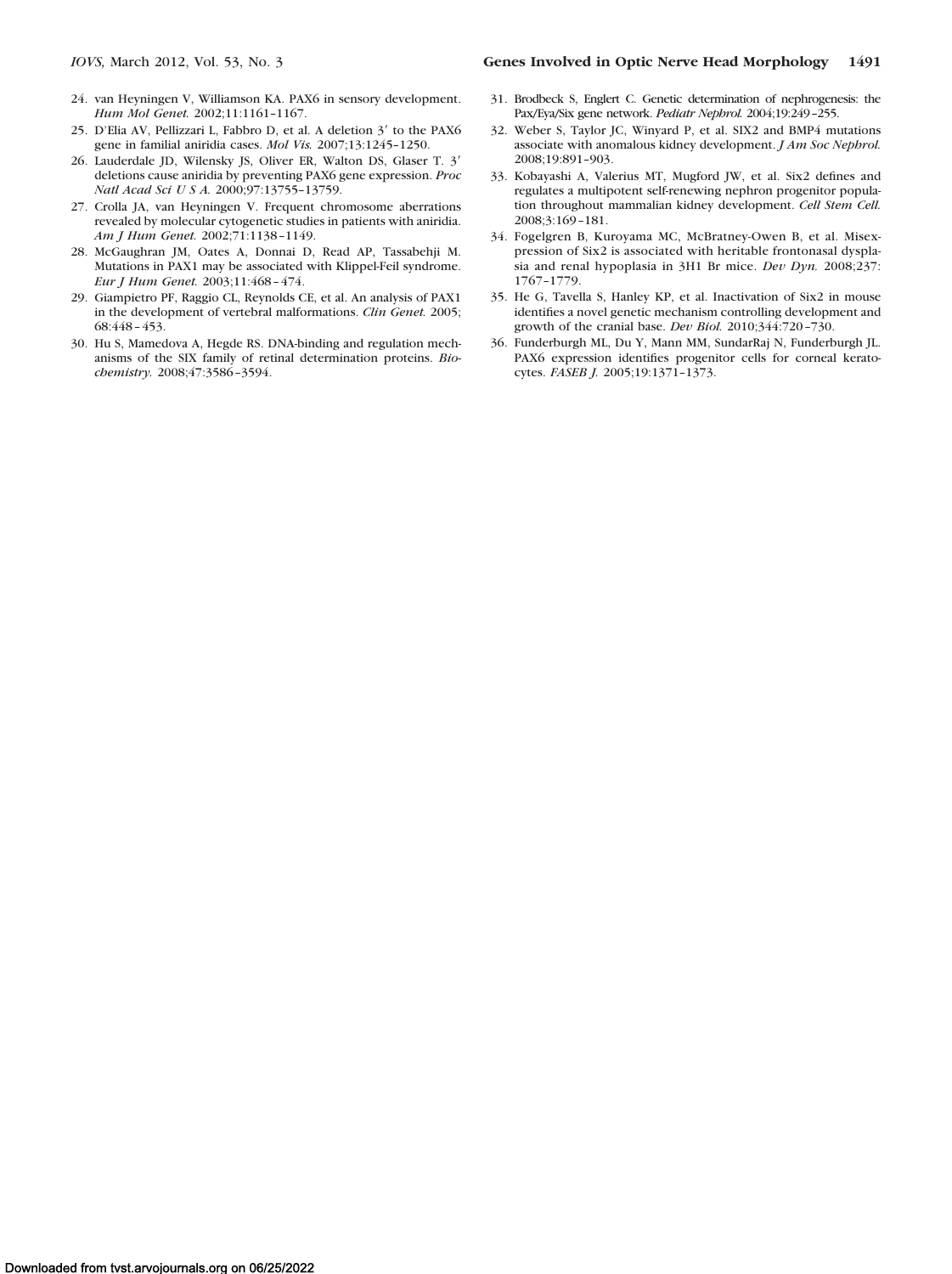24. van Heyningen V, Williamson KA. PAX6 in sensory development. *Hum Mol Genet.* 2002;11:1161–1167.
25. D'Elia AV, Pellizzari L, Fabbro D, et al. A deletion 3′ to the PAX6 gene in familial aniridia cases. *Mol Vis.* 2007;13:1245–1250.
26. Lauderdale JD, Wilensky JS, Oliver ER, Walton DS, Glaser T. 3′ deletions cause aniridia by preventing PAX6 gene expression. *Proc Natl Acad Sci U S A.* 2000;97:13755–13759.
27. Crolla JA, van Heyningen V. Frequent chromosome aberrations revealed by molecular cytogenetic studies in patients with aniridia. *Am J Hum Genet.* 2002;71:1138–1149.
28. McGaughran JM, Oates A, Donnai D, Read AP, Tassabehji M. Mutations in PAX1 may be associated with Klippel-Feil syndrome. *Eur J Hum Genet.* 2003;11:468–474.
29. Giampietro PF, Raggio CL, Reynolds CE, et al. An analysis of PAX1 in the development of vertebral malformations. *Clin Genet.* 2005; 68:448–453.
30. Hu S, Mamedova A, Hegde RS. DNA-binding and regulation mechanisms of the SIX family of retinal determination proteins. *Biochemistry.* 2008;47:3586–3594.
31. Brodbeck S, Englert C. Genetic determination of nephrogenesis: the Pax/Eya/Six gene network. *Pediatr Nephrol.* 2004;19:249–255.
32. Weber S, Taylor JC, Winyard P, et al. SIX2 and BMP4 mutations associate with anomalous kidney development. *J Am Soc Nephrol.* 2008;19:891–903.
33. Kobayashi A, Valerius MT, Mugford JW, et al. Six2 defines and regulates a multipotent self-renewing nephron progenitor population throughout mammalian kidney development. *Cell Stem Cell.* 2008;3:169–181.
34. Fogelgren B, Kuroyama MC, McBratney-Owen B, et al. Misexpression of Six2 is associated with heritable frontonasal dysplasia and renal hypoplasia in 3H1 Br mice. *Dev Dyn.* 2008;237: 1767–1779.
35. He G, Tavella S, Hanley KP, et al. Inactivation of Six2 in mouse identifies a novel genetic mechanism controlling development and growth of the cranial base. *Dev Biol.* 2010;344:720–730.
36. Funderburgh ML, Du Y, Mann MM, SundarRaj N, Funderburgh JL. PAX6 expression identifies progenitor cells for corneal keratocytes. *FASEB J.* 2005;19:1371–1373.